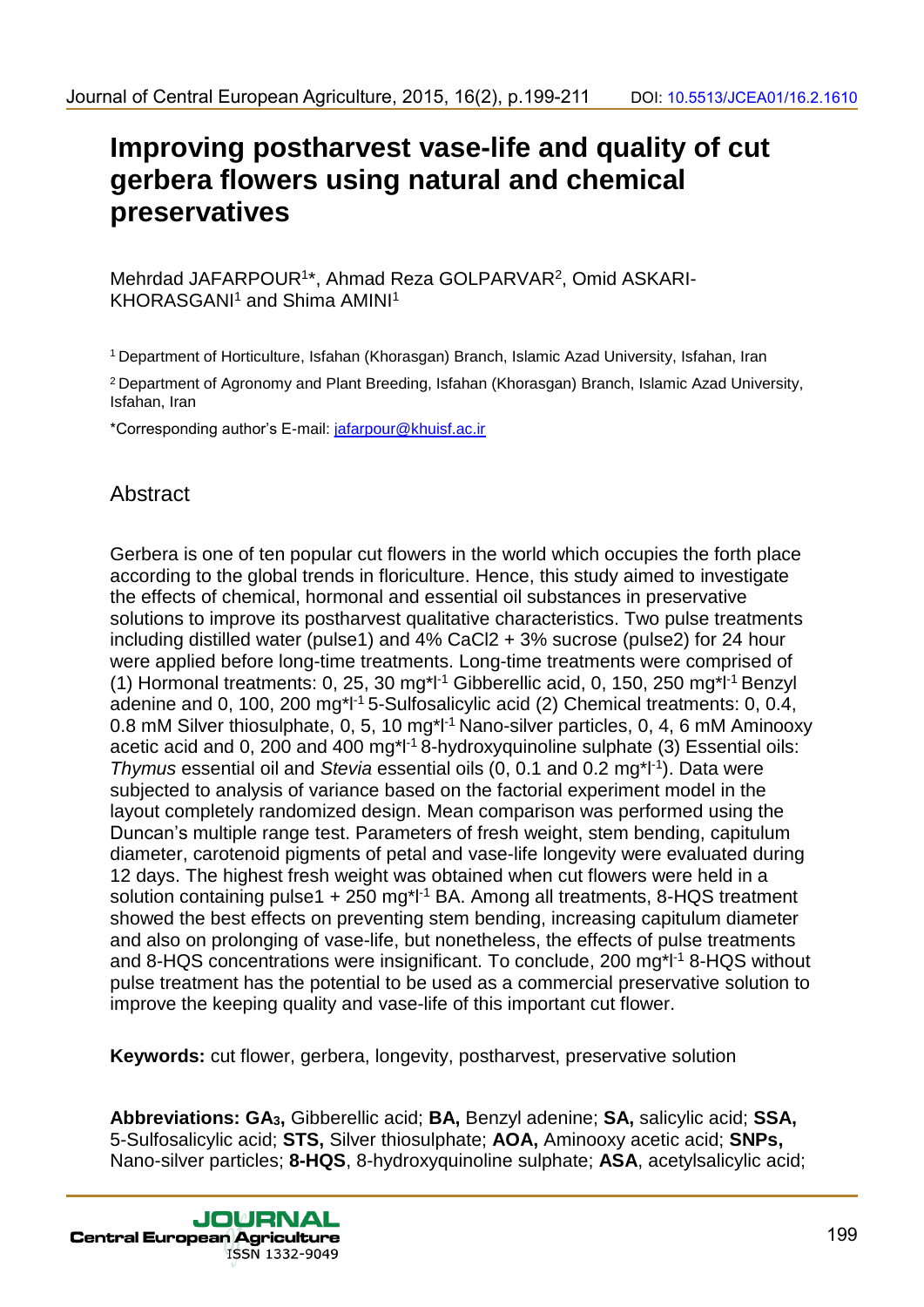# Improving postharvest vase-life and quality of cut gerbera flowers using natural and chemical preservatives

Mehrdad JAFARPOUR[1]*, Ahmad Reza GOLPARVAR[2], Omid ASKARI-KHORASGANI[1] and Shima AMINI[1]

[1] Department of Horticulture, Isfahan (Khorasgan) Branch, Islamic Azad University, Isfahan, Iran

[2] Department of Agronomy and Plant Breeding, Isfahan (Khorasgan) Branch, Islamic Azad University, Isfahan, Iran

*Corresponding author's E-mail: jafarpour@khuisf.ac.ir

## Abstract

Gerbera is one of ten popular cut flowers in the world which occupies the forth place according to the global trends in floriculture. Hence, this study aimed to investigate the effects of chemical, hormonal and essential oil substances in preservative solutions to improve its postharvest qualitative characteristics. Two pulse treatments including distilled water (pulse1) and 4% $CaCl_2$ + 3% sucrose (pulse2) for 24 hour were applied before long-time treatments. Long-time treatments were comprised of (1) Hormonal treatments: 0, 25, 30 mg*$l^{-1}$ Gibberellic acid, 0, 150, 250 mg*$l^{-1}$ Benzyl adenine and 0, 100, 200 mg*$l^{-1}$ 5-Sulfosalicylic acid (2) Chemical treatments: 0, 0.4, 0.8 mM Silver thiosulphate, 0, 5, 10 mg*$l^{-1}$ Nano-silver particles, 0, 4, 6 mM Aminooxy acetic acid and 0, 200 and 400 mg*$l^{-1}$ 8-hydroxyquinoline sulphate (3) Essential oils: *Thymus* essential oil and *Stevia* essential oils (0, 0.1 and 0.2 mg*$l^{-1}$). Data were subjected to analysis of variance based on the factorial experiment model in the layout completely randomized design. Mean comparison was performed using the Duncan's multiple range test. Parameters of fresh weight, stem bending, capitulum diameter, carotenoid pigments of petal and vase-life longevity were evaluated during 12 days. The highest fresh weight was obtained when cut flowers were held in a solution containing pulse1 + 250 mg*$l^{-1}$ BA. Among all treatments, 8-HQS treatment showed the best effects on preventing stem bending, increasing capitulum diameter and also on prolonging of vase-life, but nonetheless, the effects of pulse treatments and 8-HQS concentrations were insignificant. To conclude, 200 mg*$l^{-1}$ 8-HQS without pulse treatment has the potential to be used as a commercial preservative solution to improve the keeping quality and vase-life of this important cut flower.

**Keywords:** cut flower, gerbera, longevity, postharvest, preservative solution

**Abbreviations:** **$GA_3$,** Gibberellic acid; **BA,** Benzyl adenine; **SA,** salicylic acid; **SSA,** 5-Sulfosalicylic acid; **STS,** Silver thiosulphate; **AOA,** Aminooxy acetic acid; **SNPs,** Nano-silver particles; **8-HQS**, 8-hydroxyquinoline sulphate; **ASA**, acetylsalicylic acid;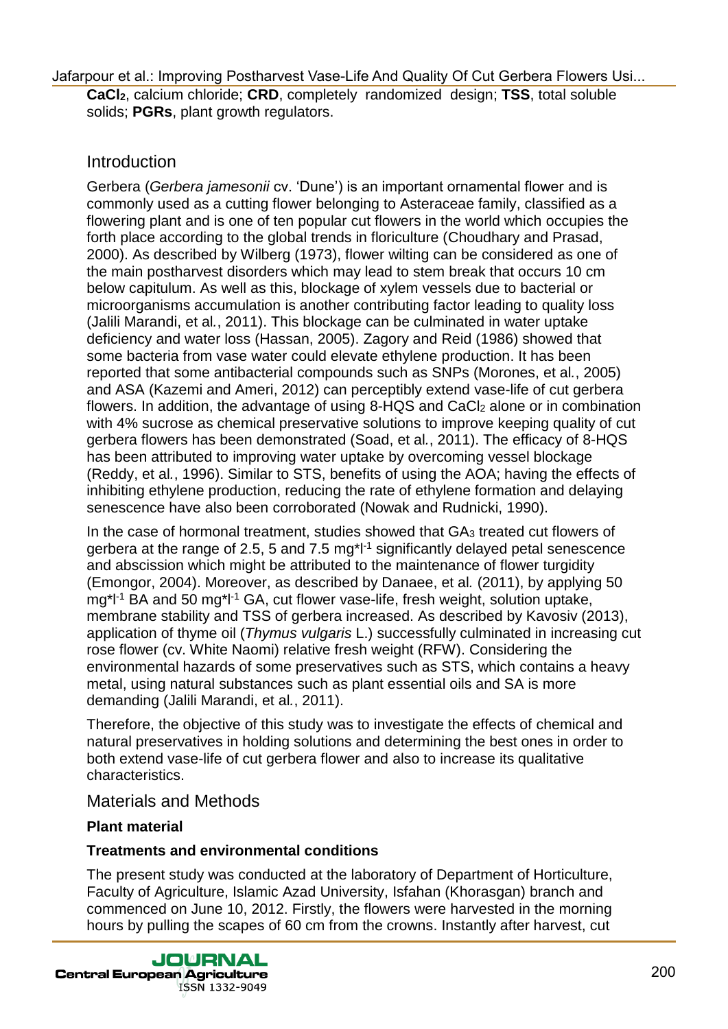**$CaCl_2$**, calcium chloride; **CRD**, completely randomized design; **TSS**, total soluble solids; **PGRs**, plant growth regulators.

## Introduction

Gerbera (*Gerbera jamesonii* cv. 'Dune') is an important ornamental flower and is commonly used as a cutting flower belonging to Asteraceae family, classified as a flowering plant and is one of ten popular cut flowers in the world which occupies the forth place according to the global trends in floriculture (Choudhary and Prasad, 2000). As described by Wilberg (1973), flower wilting can be considered as one of the main postharvest disorders which may lead to stem break that occurs 10 cm below capitulum. As well as this, blockage of xylem vessels due to bacterial or microorganisms accumulation is another contributing factor leading to quality loss (Jalili Marandi, et al*.*, 2011). This blockage can be culminated in water uptake deficiency and water loss (Hassan, 2005). Zagory and Reid (1986) showed that some bacteria from vase water could elevate ethylene production. It has been reported that some antibacterial compounds such as SNPs (Morones, et al*.*, 2005) and ASA (Kazemi and Ameri, 2012) can perceptibly extend vase-life of cut gerbera flowers. In addition, the advantage of using 8-HQS and $CaCl_2$ alone or in combination with 4% sucrose as chemical preservative solutions to improve keeping quality of cut gerbera flowers has been demonstrated (Soad, et al*.*, 2011). The efficacy of 8-HQS has been attributed to improving water uptake by overcoming vessel blockage (Reddy, et al*.*, 1996). Similar to STS, benefits of using the AOA; having the effects of inhibiting ethylene production, reducing the rate of ethylene formation and delaying senescence have also been corroborated (Nowak and Rudnicki, 1990).

In the case of hormonal treatment, studies showed that $GA_3$ treated cut flowers of gerbera at the range of 2.5, 5 and 7.5 $mg*l^{-1}$ significantly delayed petal senescence and abscission which might be attributed to the maintenance of flower turgidity (Emongor, 2004). Moreover, as described by Danaee, et al*.* (2011), by applying 50 $mg*l^{-1}$ BA and 50 $mg*l^{-1}$ GA, cut flower vase-life, fresh weight, solution uptake, membrane stability and TSS of gerbera increased. As described by Kavosiv (2013), application of thyme oil (*Thymus vulgaris* L.) successfully culminated in increasing cut rose flower (cv. White Naomi) relative fresh weight (RFW). Considering the environmental hazards of some preservatives such as STS, which contains a heavy metal, using natural substances such as plant essential oils and SA is more demanding (Jalili Marandi, et al*.*, 2011).

Therefore, the objective of this study was to investigate the effects of chemical and natural preservatives in holding solutions and determining the best ones in order to both extend vase-life of cut gerbera flower and also to increase its qualitative characteristics.

## Materials and Methods

### Plant material

### Treatments and environmental conditions

The present study was conducted at the laboratory of Department of Horticulture, Faculty of Agriculture, Islamic Azad University, Isfahan (Khorasgan) branch and commenced on June 10, 2012. Firstly, the flowers were harvested in the morning hours by pulling the scapes of 60 cm from the crowns. Instantly after harvest, cut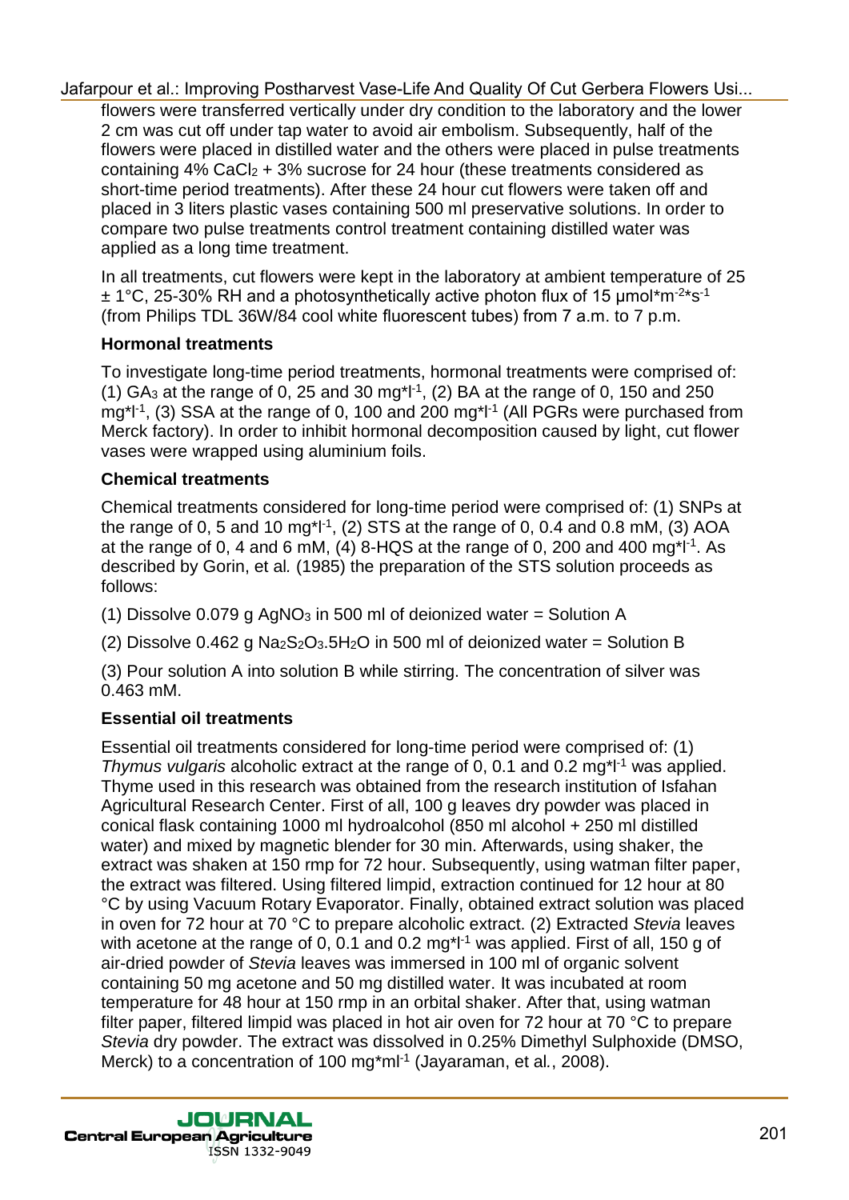flowers were transferred vertically under dry condition to the laboratory and the lower 2 cm was cut off under tap water to avoid air embolism. Subsequently, half of the flowers were placed in distilled water and the others were placed in pulse treatments containing 4% $CaCl_2$ + 3% sucrose for 24 hour (these treatments considered as short-time period treatments). After these 24 hour cut flowers were taken off and placed in 3 liters plastic vases containing 500 ml preservative solutions. In order to compare two pulse treatments control treatment containing distilled water was applied as a long time treatment.

In all treatments, cut flowers were kept in the laboratory at ambient temperature of 25 ± 1°C, 25-30% RH and a photosynthetically active photon flux of 15 $\mu mol*m^{-2}*s^{-1}$ (from Philips TDL 36W/84 cool white fluorescent tubes) from 7 a.m. to 7 p.m.

### Hormonal treatments

To investigate long-time period treatments, hormonal treatments were comprised of: (1) $GA_3$ at the range of 0, 25 and 30 $mg*l^{-1}$, (2) BA at the range of 0, 150 and 250 $mg*l^{-1}$, (3) SSA at the range of 0, 100 and 200 $mg*l^{-1}$ (All PGRs were purchased from Merck factory). In order to inhibit hormonal decomposition caused by light, cut flower vases were wrapped using aluminium foils.

### Chemical treatments

Chemical treatments considered for long-time period were comprised of: (1) SNPs at the range of 0, 5 and 10 $mg*l^{-1}$, (2) STS at the range of 0, 0.4 and 0.8 mM, (3) AOA at the range of 0, 4 and 6 mM, (4) 8-HQS at the range of 0, 200 and 400 $mg*l^{-1}$. As described by Gorin, et al*.* (1985) the preparation of the STS solution proceeds as follows:

(1) Dissolve 0.079 g $AgNO_3$ in 500 ml of deionized water = Solution A

(2) Dissolve 0.462 g $Na_2S_2O_3.5H_2O$ in 500 ml of deionized water = Solution B

(3) Pour solution A into solution B while stirring. The concentration of silver was 0.463 mM.

### Essential oil treatments

Essential oil treatments considered for long-time period were comprised of: (1) *Thymus vulgaris* alcoholic extract at the range of 0, 0.1 and 0.2 $mg*l^{-1}$ was applied. Thyme used in this research was obtained from the research institution of Isfahan Agricultural Research Center. First of all, 100 g leaves dry powder was placed in conical flask containing 1000 ml hydroalcohol (850 ml alcohol + 250 ml distilled water) and mixed by magnetic blender for 30 min. Afterwards, using shaker, the extract was shaken at 150 rmp for 72 hour. Subsequently, using watman filter paper, the extract was filtered. Using filtered limpid, extraction continued for 12 hour at 80 °C by using Vacuum Rotary Evaporator. Finally, obtained extract solution was placed in oven for 72 hour at 70 °C to prepare alcoholic extract. (2) Extracted *Stevia* leaves with acetone at the range of 0, 0.1 and 0.2 $mg*l^{-1}$ was applied. First of all, 150 g of air-dried powder of *Stevia* leaves was immersed in 100 ml of organic solvent containing 50 mg acetone and 50 mg distilled water. It was incubated at room temperature for 48 hour at 150 rmp in an orbital shaker. After that, using watman filter paper, filtered limpid was placed in hot air oven for 72 hour at 70 °C to prepare *Stevia* dry powder. The extract was dissolved in 0.25% Dimethyl Sulphoxide (DMSO, Merck) to a concentration of 100 $mg*ml^{-1}$ (Jayaraman, et al*.*, 2008).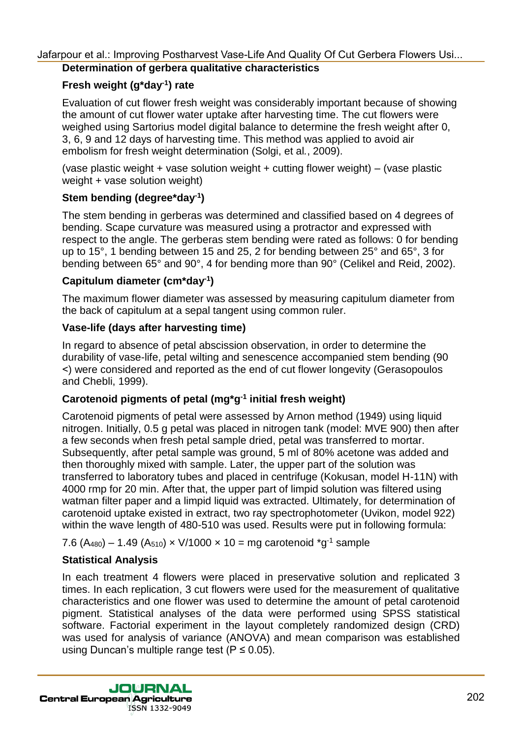**Determination of gerbera qualitative characteristics**

**Fresh weight ($g*day^{-1}$) rate**

Evaluation of cut flower fresh weight was considerably important because of showing the amount of cut flower water uptake after harvesting time. The cut flowers were weighed using Sartorius model digital balance to determine the fresh weight after 0, 3, 6, 9 and 12 days of harvesting time. This method was applied to avoid air embolism for fresh weight determination (Solgi, et al*.*, 2009).

(vase plastic weight + vase solution weight + cutting flower weight) – (vase plastic weight + vase solution weight)

**Stem bending ($degree*day^{-1}$)**

The stem bending in gerberas was determined and classified based on 4 degrees of bending. Scape curvature was measured using a protractor and expressed with respect to the angle. The gerberas stem bending were rated as follows: 0 for bending up to 15°, 1 bending between 15 and 25, 2 for bending between 25° and 65°, 3 for bending between 65° and 90°, 4 for bending more than 90° (Celikel and Reid, 2002).

**Capitulum diameter ($cm*day^{-1}$)**

The maximum flower diameter was assessed by measuring capitulum diameter from the back of capitulum at a sepal tangent using common ruler.

**Vase-life (days after harvesting time)**

In regard to absence of petal abscission observation, in order to determine the durability of vase-life, petal wilting and senescence accompanied stem bending (90 <) were considered and reported as the end of cut flower longevity (Gerasopoulos and Chebli, 1999).

**Carotenoid pigments of petal ($mg*g^{-1}$ initial fresh weight)**

Carotenoid pigments of petal were assessed by Arnon method (1949) using liquid nitrogen. Initially, 0.5 g petal was placed in nitrogen tank (model: MVE 900) then after a few seconds when fresh petal sample dried, petal was transferred to mortar. Subsequently, after petal sample was ground, 5 ml of 80% acetone was added and then thoroughly mixed with sample. Later, the upper part of the solution was transferred to laboratory tubes and placed in centrifuge (Kokusan, model H-11N) with 4000 rmp for 20 min. After that, the upper part of limpid solution was filtered using watman filter paper and a limpid liquid was extracted. Ultimately, for determination of carotenoid uptake existed in extract, two ray spectrophotometer (Uvikon, model 922) within the wave length of 480-510 was used. Results were put in following formula:

$$7.6\ (A_{480}) - 1.49\ (A_{510}) \times V/1000 \times 10 = \text{mg carotenoid } *g^{-1} \text{ sample}$$

**Statistical Analysis**

In each treatment 4 flowers were placed in preservative solution and replicated 3 times. In each replication, 3 cut flowers were used for the measurement of qualitative characteristics and one flower was used to determine the amount of petal carotenoid pigment. Statistical analyses of the data were performed using SPSS statistical software. Factorial experiment in the layout completely randomized design (CRD) was used for analysis of variance (ANOVA) and mean comparison was established using Duncan's multiple range test ($P \leq 0.05$).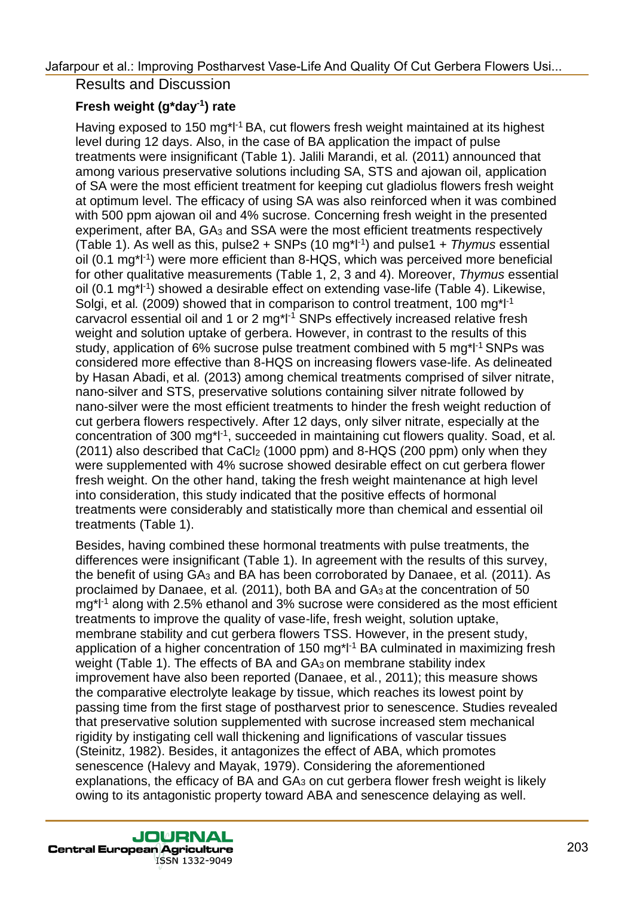## Results and Discussion

### Fresh weight (g*day$^{-1}$) rate

Having exposed to 150 mg*l$^{-1}$ BA, cut flowers fresh weight maintained at its highest level during 12 days. Also, in the case of BA application the impact of pulse treatments were insignificant (Table 1). Jalili Marandi, et al*.* (2011) announced that among various preservative solutions including SA, STS and ajowan oil, application of SA were the most efficient treatment for keeping cut gladiolus flowers fresh weight at optimum level. The efficacy of using SA was also reinforced when it was combined with 500 ppm ajowan oil and 4% sucrose. Concerning fresh weight in the presented experiment, after BA, $GA_3$ and SSA were the most efficient treatments respectively (Table 1). As well as this, pulse2 + SNPs (10 mg*l$^{-1}$) and pulse1 + *Thymus* essential oil (0.1 mg*l$^{-1}$) were more efficient than 8-HQS, which was perceived more beneficial for other qualitative measurements (Table 1, 2, 3 and 4). Moreover, *Thymus* essential oil (0.1 mg*l$^{-1}$) showed a desirable effect on extending vase-life (Table 4). Likewise, Solgi, et al*.* (2009) showed that in comparison to control treatment, 100 mg*l$^{-1}$ carvacrol essential oil and 1 or 2 mg*l$^{-1}$ SNPs effectively increased relative fresh weight and solution uptake of gerbera. However, in contrast to the results of this study, application of 6% sucrose pulse treatment combined with 5 mg*l$^{-1}$ SNPs was considered more effective than 8-HQS on increasing flowers vase-life. As delineated by Hasan Abadi, et al*.* (2013) among chemical treatments comprised of silver nitrate, nano-silver and STS, preservative solutions containing silver nitrate followed by nano-silver were the most efficient treatments to hinder the fresh weight reduction of cut gerbera flowers respectively. After 12 days, only silver nitrate, especially at the concentration of 300 mg*l$^{-1}$, succeeded in maintaining cut flowers quality. Soad, et al*.* (2011) also described that $CaCl_2$ (1000 ppm) and 8-HQS (200 ppm) only when they were supplemented with 4% sucrose showed desirable effect on cut gerbera flower fresh weight. On the other hand, taking the fresh weight maintenance at high level into consideration, this study indicated that the positive effects of hormonal treatments were considerably and statistically more than chemical and essential oil treatments (Table 1).

Besides, having combined these hormonal treatments with pulse treatments, the differences were insignificant (Table 1). In agreement with the results of this survey, the benefit of using $GA_3$ and BA has been corroborated by Danaee, et al*.* (2011). As proclaimed by Danaee, et al*.* (2011), both BA and $GA_3$ at the concentration of 50 mg*l$^{-1}$ along with 2.5% ethanol and 3% sucrose were considered as the most efficient treatments to improve the quality of vase-life, fresh weight, solution uptake, membrane stability and cut gerbera flowers TSS. However, in the present study, application of a higher concentration of 150 mg*l$^{-1}$ BA culminated in maximizing fresh weight (Table 1). The effects of BA and $GA_3$ on membrane stability index improvement have also been reported (Danaee, et al*.*, 2011); this measure shows the comparative electrolyte leakage by tissue, which reaches its lowest point by passing time from the first stage of postharvest prior to senescence. Studies revealed that preservative solution supplemented with sucrose increased stem mechanical rigidity by instigating cell wall thickening and lignifications of vascular tissues (Steinitz, 1982). Besides, it antagonizes the effect of ABA, which promotes senescence (Halevy and Mayak, 1979). Considering the aforementioned explanations, the efficacy of BA and $GA_3$ on cut gerbera flower fresh weight is likely owing to its antagonistic property toward ABA and senescence delaying as well.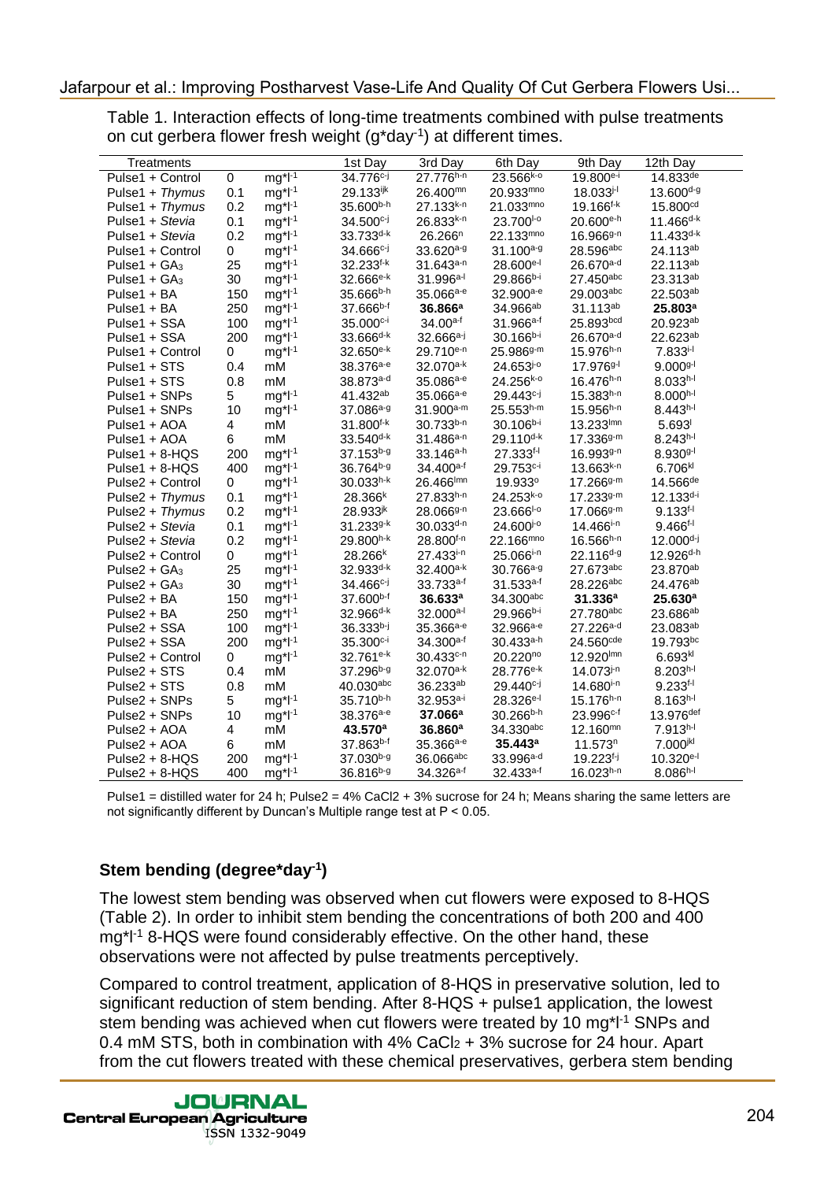Table 1. Interaction effects of long-time treatments combined with pulse treatments on cut gerbera flower fresh weight ($g*day^{-1}$) at different times.

| Treatments | | | 1st Day | 3rd Day | 6th Day | 9th Day | 12th Day |
|---|---|---|---|---|---|---|---|
| Pulse1 + Control | 0 | $mg*l^{-1}$ | $34.776^{c-j}$ | $27.776^{h-n}$ | $23.566^{k-o}$ | $19.800^{e-i}$ | $14.833^{de}$ |
| Pulse1 + *Thymus* | 0.1 | $mg*l^{-1}$ | $29.133^{ijk}$ | $26.400^{mn}$ | $20.933^{mno}$ | $18.033^{j-l}$ | $13.600^{d-g}$ |
| Pulse1 + *Thymus* | 0.2 | $mg*l^{-1}$ | $35.600^{b-h}$ | $27.133^{k-n}$ | $21.033^{mno}$ | $19.166^{f-k}$ | $15.800^{cd}$ |
| Pulse1 + *Stevia* | 0.1 | $mg*l^{-1}$ | $34.500^{c-j}$ | $26.833^{k-n}$ | $23.700^{l-o}$ | $20.600^{e-h}$ | $11.466^{d-k}$ |
| Pulse1 + *Stevia* | 0.2 | $mg*l^{-1}$ | $33.733^{d-k}$ | $26.266^{n}$ | $22.133^{mno}$ | $16.966^{g-n}$ | $11.433^{d-k}$ |
| Pulse1 + Control | 0 | $mg*l^{-1}$ | $34.666^{c-j}$ | $33.620^{a-g}$ | $31.100^{a-g}$ | $28.596^{abc}$ | $24.113^{ab}$ |
| Pulse1 + $GA_3$ | 25 | $mg*l^{-1}$ | $32.233^{f-k}$ | $31.643^{a-n}$ | $28.600^{e-l}$ | $26.670^{a-d}$ | $22.113^{ab}$ |
| Pulse1 + $GA_3$ | 30 | $mg*l^{-1}$ | $32.666^{e-k}$ | $31.996^{a-l}$ | $29.866^{b-i}$ | $27.450^{abc}$ | $23.313^{ab}$ |
| Pulse1 + BA | 150 | $mg*l^{-1}$ | $35.666^{b-h}$ | $35.066^{a-e}$ | $32.900^{a-e}$ | $29.003^{abc}$ | $22.503^{ab}$ |
| Pulse1 + BA | 250 | $mg*l^{-1}$ | $37.666^{b-f}$ | $\mathbf{36.866^{a}}$ | $34.966^{ab}$ | $31.113^{ab}$ | $\mathbf{25.803^{a}}$ |
| Pulse1 + SSA | 100 | $mg*l^{-1}$ | $35.000^{c-i}$ | $34.00^{a-f}$ | $31.966^{a-f}$ | $25.893^{bcd}$ | $20.923^{ab}$ |
| Pulse1 + SSA | 200 | $mg*l^{-1}$ | $33.666^{d-k}$ | $32.666^{a-j}$ | $30.166^{b-i}$ | $26.670^{a-d}$ | $22.623^{ab}$ |
| Pulse1 + Control | 0 | $mg*l^{-1}$ | $32.650^{e-k}$ | $29.710^{e-n}$ | $25.986^{g-m}$ | $15.976^{h-n}$ | $7.833^{i-l}$ |
| Pulse1 + STS | 0.4 | mM | $38.376^{a-e}$ | $32.070^{a-k}$ | $24.653^{j-o}$ | $17.976^{g-l}$ | $9.000^{g-l}$ |
| Pulse1 + STS | 0.8 | mM | $38.873^{a-d}$ | $35.086^{a-e}$ | $24.256^{k-o}$ | $16.476^{h-n}$ | $8.033^{h-l}$ |
| Pulse1 + SNPs | 5 | $mg*l^{-1}$ | $41.432^{ab}$ | $35.066^{a-e}$ | $29.443^{c-j}$ | $15.383^{h-n}$ | $8.000^{h-l}$ |
| Pulse1 + SNPs | 10 | $mg*l^{-1}$ | $37.086^{a-g}$ | $31.900^{a-m}$ | $25.553^{h-m}$ | $15.956^{h-n}$ | $8.443^{h-l}$ |
| Pulse1 + AOA | 4 | mM | $31.800^{f-k}$ | $30.733^{b-n}$ | $30.106^{b-i}$ | $13.233^{lmn}$ | $5.693^{l}$ |
| Pulse1 + AOA | 6 | mM | $33.540^{d-k}$ | $31.486^{a-n}$ | $29.110^{d-k}$ | $17.336^{g-m}$ | $8.243^{h-l}$ |
| Pulse1 + 8-HQS | 200 | $mg*l^{-1}$ | $37.153^{b-g}$ | $33.146^{a-h}$ | $27.333^{f-l}$ | $16.993^{g-n}$ | $8.930^{g-l}$ |
| Pulse1 + 8-HQS | 400 | $mg*l^{-1}$ | $36.764^{b-g}$ | $34.400^{a-f}$ | $29.753^{c-i}$ | $13.663^{k-n}$ | $6.706^{kl}$ |
| Pulse2 + Control | 0 | $mg*l^{-1}$ | $30.033^{h-k}$ | $26.466^{lmn}$ | $19.933^{o}$ | $17.266^{g-m}$ | $14.566^{de}$ |
| Pulse2 + *Thymus* | 0.1 | $mg*l^{-1}$ | $28.366^{k}$ | $27.833^{h-n}$ | $24.253^{k-o}$ | $17.233^{g-m}$ | $12.133^{d-i}$ |
| Pulse2 + *Thymus* | 0.2 | $mg*l^{-1}$ | $28.933^{jk}$ | $28.066^{g-n}$ | $23.666^{l-o}$ | $17.066^{g-m}$ | $9.133^{f-l}$ |
| Pulse2 + *Stevia* | 0.1 | $mg*l^{-1}$ | $31.233^{g-k}$ | $30.033^{d-n}$ | $24.600^{j-o}$ | $14.466^{i-n}$ | $9.466^{f-l}$ |
| Pulse2 + *Stevia* | 0.2 | $mg*l^{-1}$ | $29.800^{h-k}$ | $28.800^{f-n}$ | $22.166^{mno}$ | $16.566^{h-n}$ | $12.000^{d-j}$ |
| Pulse2 + Control | 0 | $mg*l^{-1}$ | $28.266^{k}$ | $27.433^{i-n}$ | $25.066^{i-n}$ | $22.116^{d-g}$ | $12.926^{d-h}$ |
| Pulse2 + $GA_3$ | 25 | $mg*l^{-1}$ | $32.933^{d-k}$ | $32.400^{a-k}$ | $30.766^{a-g}$ | $27.673^{abc}$ | $23.870^{ab}$ |
| Pulse2 + $GA_3$ | 30 | $mg*l^{-1}$ | $34.466^{c-j}$ | $33.733^{a-f}$ | $31.533^{a-f}$ | $28.226^{abc}$ | $24.476^{ab}$ |
| Pulse2 + BA | 150 | $mg*l^{-1}$ | $37.600^{b-f}$ | $\mathbf{36.633^{a}}$ | $34.300^{abc}$ | $\mathbf{31.336^{a}}$ | $\mathbf{25.630^{a}}$ |
| Pulse2 + BA | 250 | $mg*l^{-1}$ | $32.966^{d-k}$ | $32.000^{a-l}$ | $29.966^{b-i}$ | $27.780^{abc}$ | $23.686^{ab}$ |
| Pulse2 + SSA | 100 | $mg*l^{-1}$ | $36.333^{b-j}$ | $35.366^{a-e}$ | $32.966^{a-e}$ | $27.226^{a-d}$ | $23.083^{ab}$ |
| Pulse2 + SSA | 200 | $mg*l^{-1}$ | $35.300^{c-i}$ | $34.300^{a-f}$ | $30.433^{a-h}$ | $24.560^{cde}$ | $19.793^{bc}$ |
| Pulse2 + Control | 0 | $mg*l^{-1}$ | $32.761^{e-k}$ | $30.433^{c-n}$ | $20.220^{no}$ | $12.920^{lmn}$ | $6.693^{kl}$ |
| Pulse2 + STS | 0.4 | mM | $37.296^{b-g}$ | $32.070^{a-k}$ | $28.776^{e-k}$ | $14.073^{j-n}$ | $8.203^{h-l}$ |
| Pulse2 + STS | 0.8 | mM | $40.030^{abc}$ | $36.233^{ab}$ | $29.440^{c-j}$ | $14.680^{i-n}$ | $9.233^{f-l}$ |
| Pulse2 + SNPs | 5 | $mg*l^{-1}$ | $35.710^{b-h}$ | $32.953^{a-i}$ | $28.326^{e-l}$ | $15.176^{h-n}$ | $8.163^{h-l}$ |
| Pulse2 + SNPs | 10 | $mg*l^{-1}$ | $38.376^{a-e}$ | $\mathbf{37.066^{a}}$ | $30.266^{b-h}$ | $23.996^{c-f}$ | $13.976^{def}$ |
| Pulse2 + AOA | 4 | mM | $\mathbf{43.570^{a}}$ | $\mathbf{36.860^{a}}$ | $34.330^{abc}$ | $12.160^{mn}$ | $7.913^{h-l}$ |
| Pulse2 + AOA | 6 | mM | $37.863^{b-f}$ | $35.366^{a-e}$ | $\mathbf{35.443^{a}}$ | $11.573^{n}$ | $7.000^{jkl}$ |
| Pulse2 + 8-HQS | 200 | $mg*l^{-1}$ | $37.030^{b-g}$ | $36.066^{abc}$ | $33.996^{a-d}$ | $19.223^{f-j}$ | $10.320^{e-l}$ |
| Pulse2 + 8-HQS | 400 | $mg*l^{-1}$ | $36.816^{b-g}$ | $34.326^{a-f}$ | $32.433^{a-f}$ | $16.023^{h-n}$ | $8.086^{h-l}$ |

Pulse1 = distilled water for 24 h; Pulse2 = 4% $CaCl_2$ + 3% sucrose for 24 h; Means sharing the same letters are not significantly different by Duncan's Multiple range test at $P < 0.05$.

### Stem bending ($degree*day^{-1}$)

The lowest stem bending was observed when cut flowers were exposed to 8-HQS (Table 2). In order to inhibit stem bending the concentrations of both 200 and 400 $mg*l^{-1}$ 8-HQS were found considerably effective. On the other hand, these observations were not affected by pulse treatments perceptively.

Compared to control treatment, application of 8-HQS in preservative solution, led to significant reduction of stem bending. After 8-HQS + pulse1 application, the lowest stem bending was achieved when cut flowers were treated by 10 $mg*l^{-1}$ SNPs and 0.4 mM STS, both in combination with 4% $CaCl_2$ + 3% sucrose for 24 hour. Apart from the cut flowers treated with these chemical preservatives, gerbera stem bending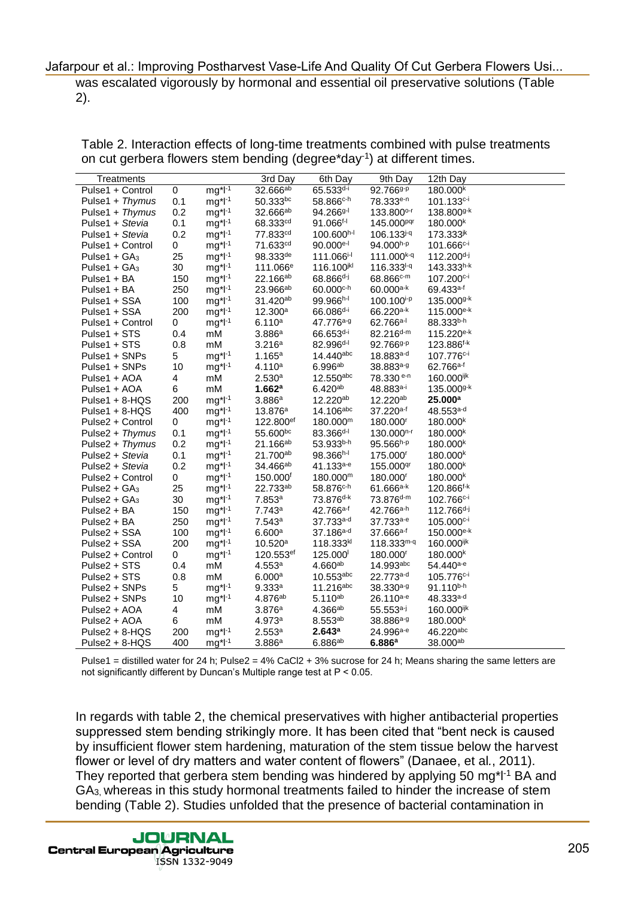was escalated vigorously by hormonal and essential oil preservative solutions (Table 2).

Table 2. Interaction effects of long-time treatments combined with pulse treatments on cut gerbera flowers stem bending (degree*day$^{-1}$) at different times.

| Treatments | | | 3rd Day | 6th Day | 9th Day | 12th Day |
|---|---|---|---|---|---|---|
| Pulse1 + Control | 0 | mg*l$^{-1}$ | 32.666$^{ab}$ | 65.533$^{d-i}$ | 92.766$^{g-p}$ | 180.000$^{k}$ |
| Pulse1 + *Thymus* | 0.1 | mg*l$^{-1}$ | 50.333$^{bc}$ | 58.866$^{c-h}$ | 78.333$^{e-n}$ | 101.133$^{c-i}$ |
| Pulse1 + *Thymus* | 0.2 | mg*l$^{-1}$ | 32.666$^{ab}$ | 94.266$^{g-l}$ | 133.800$^{o-r}$ | 138.800$^{g-k}$ |
| Pulse1 + *Stevia* | 0.1 | mg*l$^{-1}$ | 68.333$^{cd}$ | 91.066$^{f-l}$ | 145.000$^{pqr}$ | 180.000$^{k}$ |
| Pulse1 + *Stevia* | 0.2 | mg*l$^{-1}$ | 77.833$^{cd}$ | 100.600$^{h-l}$ | 106.133$^{j-q}$ | 173.333$^{jk}$ |
| Pulse1 + Control | 0 | mg*l$^{-1}$ | 71.633$^{cd}$ | 90.000$^{e-l}$ | 94.000$^{h-p}$ | 101.666$^{c-i}$ |
| Pulse1 + $GA_3$ | 25 | mg*l$^{-1}$ | 98.333$^{de}$ | 111.066$^{i-l}$ | 111.000$^{k-q}$ | 112.200$^{d-j}$ |
| Pulse1 + $GA_3$ | 30 | mg*l$^{-1}$ | 111.066$^{e}$ | 116.100$^{jkl}$ | 116.333$^{l-q}$ | 143.333$^{h-k}$ |
| Pulse1 + BA | 150 | mg*l$^{-1}$ | 22.166$^{ab}$ | 68.866$^{d-j}$ | 68.866$^{c-m}$ | 107.200$^{c-i}$ |
| Pulse1 + BA | 250 | mg*l$^{-1}$ | 23.966$^{ab}$ | 60.000$^{c-h}$ | 60.000$^{a-k}$ | 69.433$^{a-f}$ |
| Pulse1 + SSA | 100 | mg*l$^{-1}$ | 31.420$^{ab}$ | 99.966$^{h-l}$ | 100.100$^{i-p}$ | 135.000$^{g-k}$ |
| Pulse1 + SSA | 200 | mg*l$^{-1}$ | 12.300$^{a}$ | 66.086$^{d-i}$ | 66.220$^{a-k}$ | 115.000$^{e-k}$ |
| Pulse1 + Control | 0 | mg*l$^{-1}$ | 6.110$^{a}$ | 47.776$^{a-g}$ | 62.766$^{a-l}$ | 88.333$^{b-h}$ |
| Pulse1 + STS | 0.4 | mM | 3.886$^{a}$ | 66.653$^{d-i}$ | 82.216$^{d-m}$ | 115.220$^{e-k}$ |
| Pulse1 + STS | 0.8 | mM | 3.216$^{a}$ | 82.996$^{d-l}$ | 92.766$^{g-p}$ | 123.886$^{f-k}$ |
| Pulse1 + SNPs | 5 | mg*l$^{-1}$ | 1.165$^{a}$ | 14.440$^{abc}$ | 18.883$^{a-d}$ | 107.776$^{c-i}$ |
| Pulse1 + SNPs | 10 | mg*l$^{-1}$ | 4.110$^{a}$ | 6.996$^{ab}$ | 38.883$^{a-g}$ | 62.766$^{a-f}$ |
| Pulse1 + AOA | 4 | mM | 2.530$^{a}$ | 12.550$^{abc}$ | 78.330$^{e-n}$ | 160.000$^{ijk}$ |
| Pulse1 + AOA | 6 | mM | **1.662$^{a}$** | 6.420$^{ab}$ | 48.883$^{a-i}$ | 135.000$^{g-k}$ |
| Pulse1 + 8-HQS | 200 | mg*l$^{-1}$ | 3.886$^{a}$ | 12.220$^{ab}$ | 12.220$^{ab}$ | **25.000$^{a}$** |
| Pulse1 + 8-HQS | 400 | mg*l$^{-1}$ | 13.876$^{a}$ | 14.106$^{abc}$ | 37.220$^{a-f}$ | 48.553$^{a-d}$ |
| Pulse2 + Control | 0 | mg*l$^{-1}$ | 122.800$^{ef}$ | 180.000$^{m}$ | 180.000$^{r}$ | 180.000$^{k}$ |
| Pulse2 + *Thymus* | 0.1 | mg*l$^{-1}$ | 55.600$^{bc}$ | 83.366$^{d-l}$ | 130.000$^{n-r}$ | 180.000$^{k}$ |
| Pulse2 + *Thymus* | 0.2 | mg*l$^{-1}$ | 21.166$^{ab}$ | 53.933$^{b-h}$ | 95.566$^{h-p}$ | 180.000$^{k}$ |
| Pulse2 + *Stevia* | 0.1 | mg*l$^{-1}$ | 21.700$^{ab}$ | 98.366$^{h-l}$ | 175.000$^{r}$ | 180.000$^{k}$ |
| Pulse2 + *Stevia* | 0.2 | mg*l$^{-1}$ | 34.466$^{ab}$ | 41.133$^{a-e}$ | 155.000$^{qr}$ | 180.000$^{k}$ |
| Pulse2 + Control | 0 | mg*l$^{-1}$ | 150.000$^{f}$ | 180.000$^{m}$ | 180.000$^{r}$ | 180.000$^{k}$ |
| Pulse2 + $GA_3$ | 25 | mg*l$^{-1}$ | 22.733$^{ab}$ | 58.876$^{c-h}$ | 61.666$^{a-k}$ | 120.866$^{f-k}$ |
| Pulse2 + $GA_3$ | 30 | mg*l$^{-1}$ | 7.853$^{a}$ | 73.876$^{d-k}$ | 73.876$^{d-m}$ | 102.766$^{c-i}$ |
| Pulse2 + BA | 150 | mg*l$^{-1}$ | 7.743$^{a}$ | 42.766$^{a-f}$ | 42.766$^{a-h}$ | 112.766$^{d-j}$ |
| Pulse2 + BA | 250 | mg*l$^{-1}$ | 7.543$^{a}$ | 37.733$^{a-d}$ | 37.733$^{a-e}$ | 105.000$^{c-i}$ |
| Pulse2 + SSA | 100 | mg*l$^{-1}$ | 6.600$^{a}$ | 37.186$^{a-d}$ | 37.666$^{a-f}$ | 150.000$^{e-k}$ |
| Pulse2 + SSA | 200 | mg*l$^{-1}$ | 10.520$^{a}$ | 118.333$^{kl}$ | 118.333$^{m-q}$ | 160.000$^{ijk}$ |
| Pulse2 + Control | 0 | mg*l$^{-1}$ | 120.553$^{ef}$ | 125.000$^{l}$ | 180.000$^{r}$ | 180.000$^{k}$ |
| Pulse2 + STS | 0.4 | mM | 4.553$^{a}$ | 4.660$^{ab}$ | 14.993$^{abc}$ | 54.440$^{a-e}$ |
| Pulse2 + STS | 0.8 | mM | 6.000$^{a}$ | 10.553$^{abc}$ | 22.773$^{a-d}$ | 105.776$^{c-i}$ |
| Pulse2 + SNPs | 5 | mg*l$^{-1}$ | 9.333$^{a}$ | 11.216$^{abc}$ | 38.330$^{a-g}$ | 91.110$^{b-h}$ |
| Pulse2 + SNPs | 10 | mg*l$^{-1}$ | 4.876$^{ab}$ | 5.110$^{ab}$ | 26.110$^{a-e}$ | 48.333$^{a-d}$ |
| Pulse2 + AOA | 4 | mM | 3.876$^{a}$ | 4.366$^{ab}$ | 55.553$^{a-j}$ | 160.000$^{ijk}$ |
| Pulse2 + AOA | 6 | mM | 4.973$^{a}$ | 8.553$^{ab}$ | 38.886$^{a-g}$ | 180.000$^{k}$ |
| Pulse2 + 8-HQS | 200 | mg*l$^{-1}$ | 2.553$^{a}$ | **2.643$^{a}$** | 24.996$^{a-e}$ | 46.220$^{abc}$ |
| Pulse2 + 8-HQS | 400 | mg*l$^{-1}$ | 3.886$^{a}$ | 6.886$^{ab}$ | **6.886$^{a}$** | 38.000$^{ab}$ |

Pulse1 = distilled water for 24 h; Pulse2 = 4% $CaCl_2$ + 3% sucrose for 24 h; Means sharing the same letters are not significantly different by Duncan's Multiple range test at $P < 0.05$.

In regards with table 2, the chemical preservatives with higher antibacterial properties suppressed stem bending strikingly more. It has been cited that "bent neck is caused by insufficient flower stem hardening, maturation of the stem tissue below the harvest flower or level of dry matters and water content of flowers" (Danaee, et al., 2011). They reported that gerbera stem bending was hindered by applying 50 mg*l$^{-1}$ BA and $GA_3$, whereas in this study hormonal treatments failed to hinder the increase of stem bending (Table 2). Studies unfolded that the presence of bacterial contamination in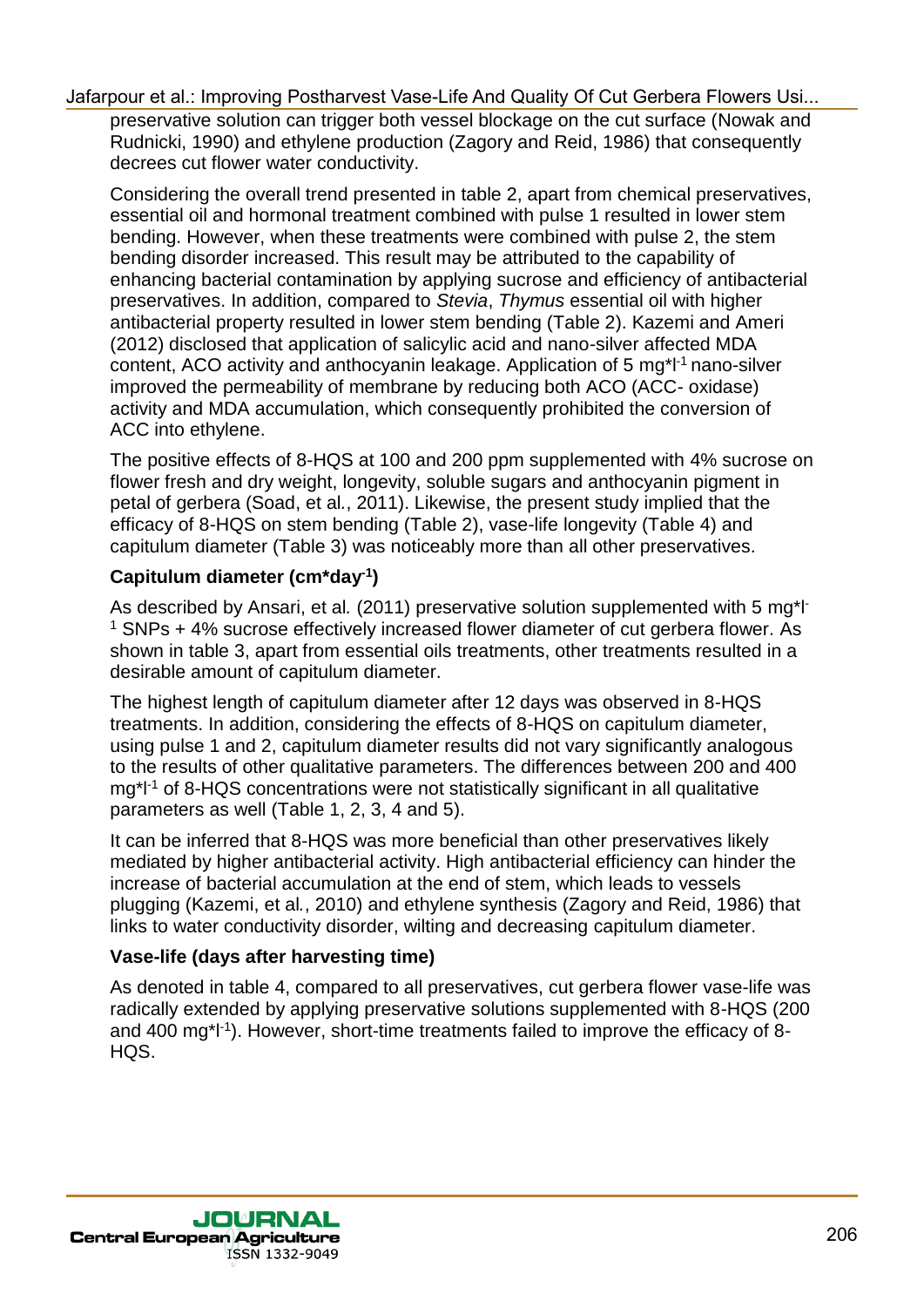preservative solution can trigger both vessel blockage on the cut surface (Nowak and Rudnicki, 1990) and ethylene production (Zagory and Reid, 1986) that consequently decrees cut flower water conductivity.

Considering the overall trend presented in table 2, apart from chemical preservatives, essential oil and hormonal treatment combined with pulse 1 resulted in lower stem bending. However, when these treatments were combined with pulse 2, the stem bending disorder increased. This result may be attributed to the capability of enhancing bacterial contamination by applying sucrose and efficiency of antibacterial preservatives. In addition, compared to *Stevia*, *Thymus* essential oil with higher antibacterial property resulted in lower stem bending (Table 2). Kazemi and Ameri (2012) disclosed that application of salicylic acid and nano-silver affected MDA content, ACO activity and anthocyanin leakage. Application of 5 mg*$l^{-1}$ nano-silver improved the permeability of membrane by reducing both ACO (ACC- oxidase) activity and MDA accumulation, which consequently prohibited the conversion of ACC into ethylene.

The positive effects of 8-HQS at 100 and 200 ppm supplemented with 4% sucrose on flower fresh and dry weight, longevity, soluble sugars and anthocyanin pigment in petal of gerbera (Soad, et al*.*, 2011). Likewise, the present study implied that the efficacy of 8-HQS on stem bending (Table 2), vase-life longevity (Table 4) and capitulum diameter (Table 3) was noticeably more than all other preservatives.

### Capitulum diameter (cm*$day^{-1}$)

As described by Ansari, et al*.* (2011) preservative solution supplemented with 5 mg*$l^{-1}$ SNPs + 4% sucrose effectively increased flower diameter of cut gerbera flower. As shown in table 3, apart from essential oils treatments, other treatments resulted in a desirable amount of capitulum diameter.

The highest length of capitulum diameter after 12 days was observed in 8-HQS treatments. In addition, considering the effects of 8-HQS on capitulum diameter, using pulse 1 and 2, capitulum diameter results did not vary significantly analogous to the results of other qualitative parameters. The differences between 200 and 400 mg*$l^{-1}$ of 8-HQS concentrations were not statistically significant in all qualitative parameters as well (Table 1, 2, 3, 4 and 5).

It can be inferred that 8-HQS was more beneficial than other preservatives likely mediated by higher antibacterial activity. High antibacterial efficiency can hinder the increase of bacterial accumulation at the end of stem, which leads to vessels plugging (Kazemi, et al*.*, 2010) and ethylene synthesis (Zagory and Reid, 1986) that links to water conductivity disorder, wilting and decreasing capitulum diameter.

### Vase-life (days after harvesting time)

As denoted in table 4, compared to all preservatives, cut gerbera flower vase-life was radically extended by applying preservative solutions supplemented with 8-HQS (200 and 400 mg*$l^{-1}$). However, short-time treatments failed to improve the efficacy of 8-HQS.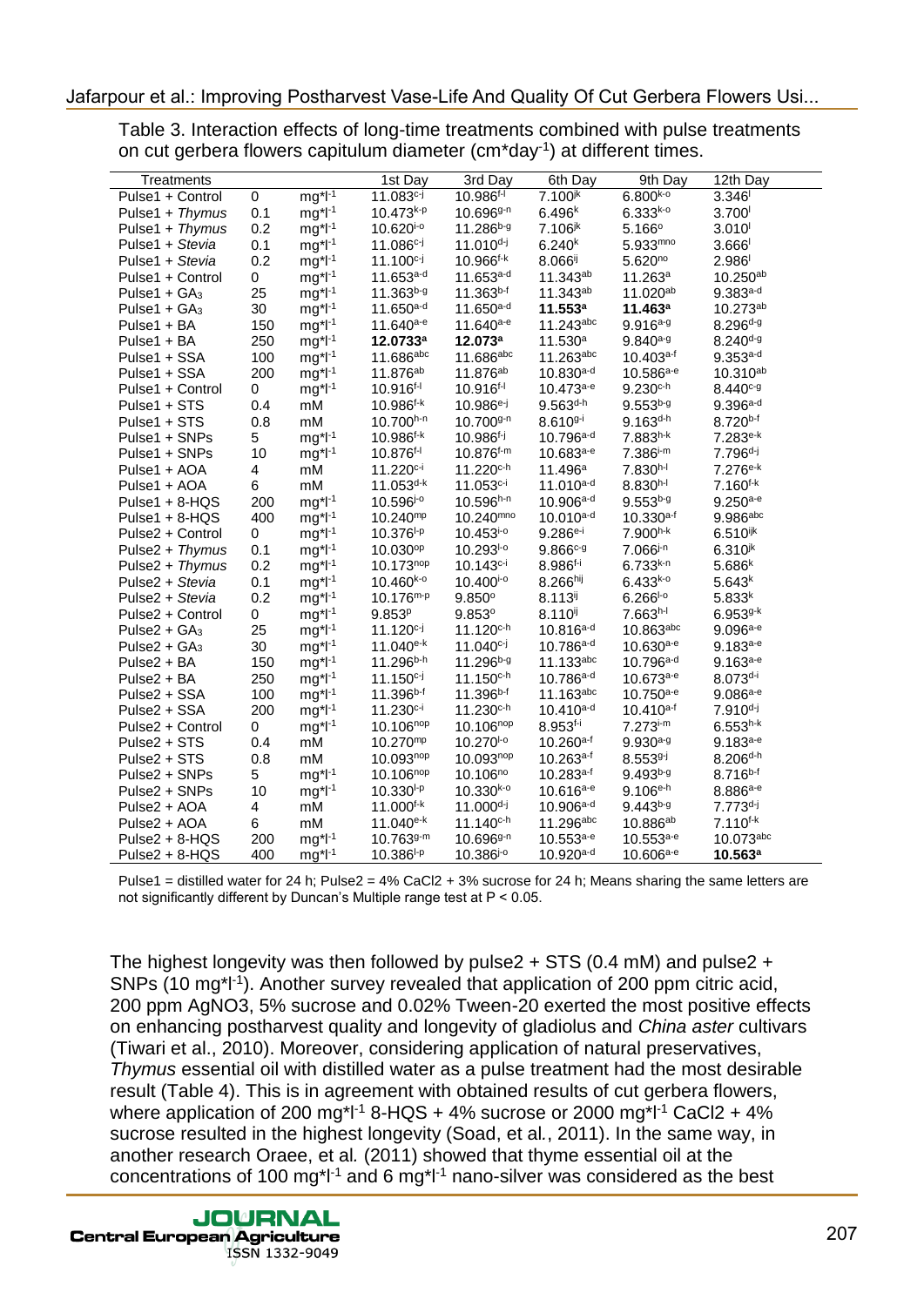Table 3. Interaction effects of long-time treatments combined with pulse treatments on cut gerbera flowers capitulum diameter ($cm*day^{-1}$) at different times.

| Treatments | | | 1st Day | 3rd Day | 6th Day | 9th Day | 12th Day |
|---|---|---|---|---|---|---|---|
| Pulse1 + Control | 0 | $mg*l^{-1}$ | $11.083^{c\text{-}j}$ | $10.986^{f\text{-}l}$ | $7.100^{jk}$ | $6.800^{k\text{-}o}$ | $3.346^{l}$ |
| Pulse1 + *Thymus* | 0.1 | $mg*l^{-1}$ | $10.473^{k\text{-}p}$ | $10.696^{g\text{-}n}$ | $6.496^{k}$ | $6.333^{k\text{-}o}$ | $3.700^{l}$ |
| Pulse1 + *Thymus* | 0.2 | $mg*l^{-1}$ | $10.620^{i\text{-}o}$ | $11.286^{b\text{-}g}$ | $7.106^{jk}$ | $5.166^{o}$ | $3.010^{l}$ |
| Pulse1 + *Stevia* | 0.1 | $mg*l^{-1}$ | $11.086^{c\text{-}j}$ | $11.010^{d\text{-}j}$ | $6.240^{k}$ | $5.933^{mno}$ | $3.666^{l}$ |
| Pulse1 + *Stevia* | 0.2 | $mg*l^{-1}$ | $11.100^{c\text{-}j}$ | $10.966^{f\text{-}k}$ | $8.066^{ij}$ | $5.620^{no}$ | $2.986^{l}$ |
| Pulse1 + Control | 0 | $mg*l^{-1}$ | $11.653^{a\text{-}d}$ | $11.653^{a\text{-}d}$ | $11.343^{ab}$ | $11.263^{a}$ | $10.250^{ab}$ |
| Pulse1 + $GA_3$ | 25 | $mg*l^{-1}$ | $11.363^{b\text{-}g}$ | $11.363^{b\text{-}f}$ | $11.343^{ab}$ | $11.020^{ab}$ | $9.383^{a\text{-}d}$ |
| Pulse1 + $GA_3$ | 30 | $mg*l^{-1}$ | $11.650^{a\text{-}d}$ | $11.650^{a\text{-}d}$ | **$11.553^{a}$** | **$11.463^{a}$** | $10.273^{ab}$ |
| Pulse1 + BA | 150 | $mg*l^{-1}$ | $11.640^{a\text{-}e}$ | $11.640^{a\text{-}e}$ | $11.243^{abc}$ | $9.916^{a\text{-}g}$ | $8.296^{d\text{-}g}$ |
| Pulse1 + BA | 250 | $mg*l^{-1}$ | **$12.0733^{a}$** | **$12.073^{a}$** | $11.530^{a}$ | $9.840^{a\text{-}g}$ | $8.240^{d\text{-}g}$ |
| Pulse1 + SSA | 100 | $mg*l^{-1}$ | $11.686^{abc}$ | $11.686^{abc}$ | $11.263^{abc}$ | $10.403^{a\text{-}f}$ | $9.353^{a\text{-}d}$ |
| Pulse1 + SSA | 200 | $mg*l^{-1}$ | $11.876^{ab}$ | $11.876^{ab}$ | $10.830^{a\text{-}d}$ | $10.586^{a\text{-}e}$ | $10.310^{ab}$ |
| Pulse1 + Control | 0 | $mg*l^{-1}$ | $10.916^{f\text{-}l}$ | $10.916^{f\text{-}l}$ | $10.473^{a\text{-}e}$ | $9.230^{c\text{-}h}$ | $8.440^{c\text{-}g}$ |
| Pulse1 + STS | 0.4 | mM | $10.986^{f\text{-}k}$ | $10.986^{e\text{-}j}$ | $9.563^{d\text{-}h}$ | $9.553^{b\text{-}g}$ | $9.396^{a\text{-}d}$ |
| Pulse1 + STS | 0.8 | mM | $10.700^{h\text{-}n}$ | $10.700^{g\text{-}n}$ | $8.610^{g\text{-}i}$ | $9.163^{d\text{-}h}$ | $8.720^{b\text{-}f}$ |
| Pulse1 + SNPs | 5 | $mg*l^{-1}$ | $10.986^{f\text{-}k}$ | $10.986^{f\text{-}j}$ | $10.796^{a\text{-}d}$ | $7.883^{h\text{-}k}$ | $7.283^{e\text{-}k}$ |
| Pulse1 + SNPs | 10 | $mg*l^{-1}$ | $10.876^{f\text{-}l}$ | $10.876^{f\text{-}m}$ | $10.683^{a\text{-}e}$ | $7.386^{i\text{-}m}$ | $7.796^{d\text{-}j}$ |
| Pulse1 + AOA | 4 | mM | $11.220^{c\text{-}i}$ | $11.220^{c\text{-}i}$ | $11.496^{a}$ | $7.830^{h\text{-}l}$ | $7.276^{e\text{-}k}$ |
| Pulse1 + AOA | 6 | mM | $11.053^{d\text{-}k}$ | $11.053^{c\text{-}i}$ | $11.010^{a\text{-}d}$ | $8.830^{h\text{-}l}$ | $7.160^{f\text{-}k}$ |
| Pulse1 + 8-HQS | 200 | $mg*l^{-1}$ | $10.596^{j\text{-}o}$ | $10.596^{h\text{-}n}$ | $10.906^{a\text{-}d}$ | $9.553^{b\text{-}g}$ | $9.250^{a\text{-}e}$ |
| Pulse1 + 8-HQS | 400 | $mg*l^{-1}$ | $10.240^{mp}$ | $10.240^{mno}$ | $10.010^{a\text{-}d}$ | $10.330^{a\text{-}f}$ | $9.986^{abc}$ |
| Pulse2 + Control | 0 | $mg*l^{-1}$ | $10.376^{l\text{-}p}$ | $10.453^{i\text{-}o}$ | $9.286^{e\text{-}i}$ | $7.900^{h\text{-}k}$ | $6.510^{ijk}$ |
| Pulse2 + *Thymus* | 0.1 | $mg*l^{-1}$ | $10.030^{op}$ | $10.293^{l\text{-}o}$ | $9.866^{c\text{-}g}$ | $7.066^{j\text{-}n}$ | $6.310^{jk}$ |
| Pulse2 + *Thymus* | 0.2 | $mg*l^{-1}$ | $10.173^{nop}$ | $10.143^{c\text{-}i}$ | $8.986^{f\text{-}i}$ | $6.733^{k\text{-}n}$ | $5.686^{k}$ |
| Pulse2 + *Stevia* | 0.1 | $mg*l^{-1}$ | $10.460^{k\text{-}o}$ | $10.400^{i\text{-}o}$ | $8.266^{hij}$ | $6.433^{k\text{-}o}$ | $5.643^{k}$ |
| Pulse2 + *Stevia* | 0.2 | $mg*l^{-1}$ | $10.176^{m\text{-}p}$ | $9.850^{o}$ | $8.113^{ij}$ | $6.266^{l\text{-}o}$ | $5.833^{k}$ |
| Pulse2 + Control | 0 | $mg*l^{-1}$ | $9.853^{p}$ | $9.853^{o}$ | $8.110^{ij}$ | $7.663^{h\text{-}l}$ | $6.953^{g\text{-}k}$ |
| Pulse2 + $GA_3$ | 25 | $mg*l^{-1}$ | $11.120^{c\text{-}j}$ | $11.120^{c\text{-}h}$ | $10.816^{a\text{-}d}$ | $10.863^{abc}$ | $9.096^{a\text{-}e}$ |
| Pulse2 + $GA_3$ | 30 | $mg*l^{-1}$ | $11.040^{e\text{-}k}$ | $11.040^{c\text{-}i}$ | $10.786^{a\text{-}d}$ | $10.630^{a\text{-}e}$ | $9.183^{a\text{-}e}$ |
| Pulse2 + BA | 150 | $mg*l^{-1}$ | $11.296^{b\text{-}h}$ | $11.296^{b\text{-}g}$ | $11.133^{abc}$ | $10.796^{a\text{-}d}$ | $9.163^{a\text{-}e}$ |
| Pulse2 + BA | 250 | $mg*l^{-1}$ | $11.150^{c\text{-}j}$ | $11.150^{c\text{-}h}$ | $10.786^{a\text{-}d}$ | $10.673^{a\text{-}e}$ | $8.073^{d\text{-}i}$ |
| Pulse2 + SSA | 100 | $mg*l^{-1}$ | $11.396^{b\text{-}f}$ | $11.396^{b\text{-}f}$ | $11.163^{abc}$ | $10.750^{a\text{-}e}$ | $9.086^{a\text{-}e}$ |
| Pulse2 + SSA | 200 | $mg*l^{-1}$ | $11.230^{c\text{-}i}$ | $11.230^{c\text{-}h}$ | $10.410^{a\text{-}d}$ | $10.410^{a\text{-}f}$ | $7.910^{d\text{-}j}$ |
| Pulse2 + Control | 0 | $mg*l^{-1}$ | $10.106^{nop}$ | $10.106^{nop}$ | $8.953^{f\text{-}i}$ | $7.273^{i\text{-}m}$ | $6.553^{h\text{-}k}$ |
| Pulse2 + STS | 0.4 | mM | $10.270^{mp}$ | $10.270^{l\text{-}o}$ | $10.260^{a\text{-}f}$ | $9.930^{a\text{-}g}$ | $9.183^{a\text{-}e}$ |
| Pulse2 + STS | 0.8 | mM | $10.093^{nop}$ | $10.093^{nop}$ | $10.263^{a\text{-}f}$ | $8.553^{g\text{-}j}$ | $8.206^{d\text{-}h}$ |
| Pulse2 + SNPs | 5 | $mg*l^{-1}$ | $10.106^{nop}$ | $10.106^{no}$ | $10.283^{a\text{-}f}$ | $9.493^{b\text{-}g}$ | $8.716^{b\text{-}f}$ |
| Pulse2 + SNPs | 10 | $mg*l^{-1}$ | $10.330^{l\text{-}p}$ | $10.330^{k\text{-}o}$ | $10.616^{a\text{-}e}$ | $9.106^{e\text{-}h}$ | $8.886^{a\text{-}e}$ |
| Pulse2 + AOA | 4 | mM | $11.000^{f\text{-}k}$ | $11.000^{d\text{-}j}$ | $10.906^{a\text{-}d}$ | $9.443^{b\text{-}g}$ | $7.773^{d\text{-}j}$ |
| Pulse2 + AOA | 6 | mM | $11.040^{e\text{-}k}$ | $11.140^{c\text{-}h}$ | $11.296^{abc}$ | $10.886^{ab}$ | $7.110^{f\text{-}k}$ |
| Pulse2 + 8-HQS | 200 | $mg*l^{-1}$ | $10.763^{g\text{-}m}$ | $10.696^{g\text{-}n}$ | $10.553^{a\text{-}e}$ | $10.553^{a\text{-}e}$ | $10.073^{abc}$ |
| Pulse2 + 8-HQS | 400 | $mg*l^{-1}$ | $10.386^{l\text{-}p}$ | $10.386^{i\text{-}o}$ | $10.920^{a\text{-}d}$ | $10.606^{a\text{-}e}$ | **$10.563^{a}$** |

Pulse1 = distilled water for 24 h; Pulse2 = 4% $CaCl_2$ + 3% sucrose for 24 h; Means sharing the same letters are not significantly different by Duncan's Multiple range test at $P < 0.05$.

The highest longevity was then followed by pulse2 + STS (0.4 mM) and pulse2 + SNPs (10 $mg*l^{-1}$). Another survey revealed that application of 200 ppm citric acid, 200 ppm $AgNO_3$, 5% sucrose and 0.02% Tween-20 exerted the most positive effects on enhancing postharvest quality and longevity of gladiolus and *China aster* cultivars (Tiwari et al., 2010). Moreover, considering application of natural preservatives, *Thymus* essential oil with distilled water as a pulse treatment had the most desirable result (Table 4). This is in agreement with obtained results of cut gerbera flowers, where application of 200 $mg*l^{-1}$ 8-HQS + 4% sucrose or 2000 $mg*l^{-1}$ $CaCl_2$ + 4% sucrose resulted in the highest longevity (Soad, et al., 2011). In the same way, in another research Oraee, et al. (2011) showed that thyme essential oil at the concentrations of 100 $mg*l^{-1}$ and 6 $mg*l^{-1}$ nano-silver was considered as the best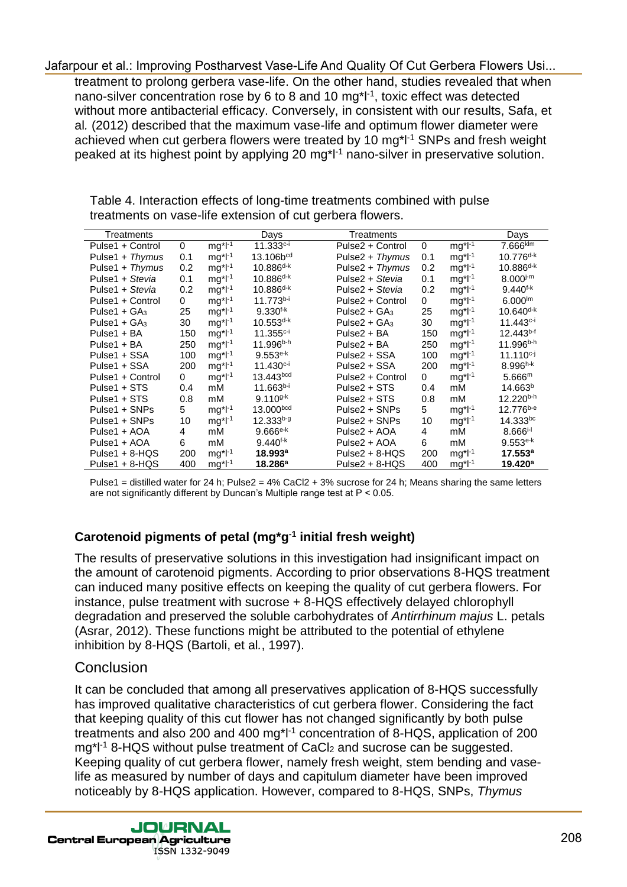treatment to prolong gerbera vase-life. On the other hand, studies revealed that when nano-silver concentration rose by 6 to 8 and 10 mg*l$^{-1}$, toxic effect was detected without more antibacterial efficacy. Conversely, in consistent with our results, Safa, et al*.* (2012) described that the maximum vase-life and optimum flower diameter were achieved when cut gerbera flowers were treated by 10 mg*l$^{-1}$ SNPs and fresh weight peaked at its highest point by applying 20 mg*l$^{-1}$ nano-silver in preservative solution.

Table 4. Interaction effects of long-time treatments combined with pulse treatments on vase-life extension of cut gerbera flowers.

| Treatments | | | Days | Treatments | | | Days |
|---|---|---|---|---|---|---|---|
| Pulse1 + Control | 0 | mg*l$^{-1}$ | 11.333$^{c-i}$ | Pulse2 + Control | 0 | mg*l$^{-1}$ | 7.666$^{klm}$ |
| Pulse1 + *Thymus* | 0.1 | mg*l$^{-1}$ | 13.106b$^{cd}$ | Pulse2 + *Thymus* | 0.1 | mg*l$^{-1}$ | 10.776$^{d-k}$ |
| Pulse1 + *Thymus* | 0.2 | mg*l$^{-1}$ | 10.886$^{d-k}$ | Pulse2 + *Thymus* | 0.2 | mg*l$^{-1}$ | 10.886$^{d-k}$ |
| Pulse1 + *Stevia* | 0.1 | mg*l$^{-1}$ | 10.886$^{d-k}$ | Pulse2 + *Stevia* | 0.1 | mg*l$^{-1}$ | 8.000$^{j-m}$ |
| Pulse1 + *Stevia* | 0.2 | mg*l$^{-1}$ | 10.886$^{d-k}$ | Pulse2 + *Stevia* | 0.2 | mg*l$^{-1}$ | 9.440$^{f-k}$ |
| Pulse1 + Control | 0 | mg*l$^{-1}$ | 11.773$^{b-i}$ | Pulse2 + Control | 0 | mg*l$^{-1}$ | 6.000$^{lm}$ |
| Pulse1 + $GA_3$ | 25 | mg*l$^{-1}$ | 9.330$^{f-k}$ | Pulse2 + $GA_3$ | 25 | mg*l$^{-1}$ | 10.640$^{d-k}$ |
| Pulse1 + $GA_3$ | 30 | mg*l$^{-1}$ | 10.553$^{d-k}$ | Pulse2 + $GA_3$ | 30 | mg*l$^{-1}$ | 11.443$^{c-i}$ |
| Pulse1 + BA | 150 | mg*l$^{-1}$ | 11.355$^{c-i}$ | Pulse2 + BA | 150 | mg*l$^{-1}$ | 12.443$^{b-f}$ |
| Pulse1 + BA | 250 | mg*l$^{-1}$ | 11.996$^{b-h}$ | Pulse2 + BA | 250 | mg*l$^{-1}$ | 11.996$^{b-h}$ |
| Pulse1 + SSA | 100 | mg*l$^{-1}$ | 9.553$^{e-k}$ | Pulse2 + SSA | 100 | mg*l$^{-1}$ | 11.110$^{c-j}$ |
| Pulse1 + SSA | 200 | mg*l$^{-1}$ | 11.430$^{c-i}$ | Pulse2 + SSA | 200 | mg*l$^{-1}$ | 8.996$^{h-k}$ |
| Pulse1 + Control | 0 | mg*l$^{-1}$ | 13.443$^{bcd}$ | Pulse2 + Control | 0 | mg*l$^{-1}$ | 5.666$^{m}$ |
| Pulse1 + STS | 0.4 | mM | 11.663$^{b-i}$ | Pulse2 + STS | 0.4 | mM | 14.663$^{b}$ |
| Pulse1 + STS | 0.8 | mM | 9.110$^{g-k}$ | Pulse2 + STS | 0.8 | mM | 12.220$^{b-h}$ |
| Pulse1 + SNPs | 5 | mg*l$^{-1}$ | 13.000$^{bcd}$ | Pulse2 + SNPs | 5 | mg*l$^{-1}$ | 12.776$^{b-e}$ |
| Pulse1 + SNPs | 10 | mg*l$^{-1}$ | 12.333$^{b-g}$ | Pulse2 + SNPs | 10 | mg*l$^{-1}$ | 14.333$^{bc}$ |
| Pulse1 + AOA | 4 | mM | 9.666$^{e-k}$ | Pulse2 + AOA | 4 | mM | 8.666$^{i-l}$ |
| Pulse1 + AOA | 6 | mM | 9.440$^{f-k}$ | Pulse2 + AOA | 6 | mM | 9.553$^{e-k}$ |
| Pulse1 + 8-HQS | 200 | mg*l$^{-1}$ | **18.993$^{a}$** | Pulse2 + 8-HQS | 200 | mg*l$^{-1}$ | **17.553$^{a}$** |
| Pulse1 + 8-HQS | 400 | mg*l$^{-1}$ | **18.286$^{a}$** | Pulse2 + 8-HQS | 400 | mg*l$^{-1}$ | **19.420$^{a}$** |

Pulse1 = distilled water for 24 h; Pulse2 = 4% CaCl2 + 3% sucrose for 24 h; Means sharing the same letters are not significantly different by Duncan's Multiple range test at $P < 0.05$.

### Carotenoid pigments of petal (mg*g$^{-1}$ initial fresh weight)

The results of preservative solutions in this investigation had insignificant impact on the amount of carotenoid pigments. According to prior observations 8-HQS treatment can induced many positive effects on keeping the quality of cut gerbera flowers. For instance, pulse treatment with sucrose + 8-HQS effectively delayed chlorophyll degradation and preserved the soluble carbohydrates of *Antirrhinum majus* L. petals (Asrar, 2012). These functions might be attributed to the potential of ethylene inhibition by 8-HQS (Bartoli, et al*.*, 1997).

## Conclusion

It can be concluded that among all preservatives application of 8-HQS successfully has improved qualitative characteristics of cut gerbera flower. Considering the fact that keeping quality of this cut flower has not changed significantly by both pulse treatments and also 200 and 400 mg*l$^{-1}$ concentration of 8-HQS, application of 200 mg*l$^{-1}$ 8-HQS without pulse treatment of $CaCl_2$ and sucrose can be suggested. Keeping quality of cut gerbera flower, namely fresh weight, stem bending and vase-life as measured by number of days and capitulum diameter have been improved noticeably by 8-HQS application. However, compared to 8-HQS, SNPs, *Thymus*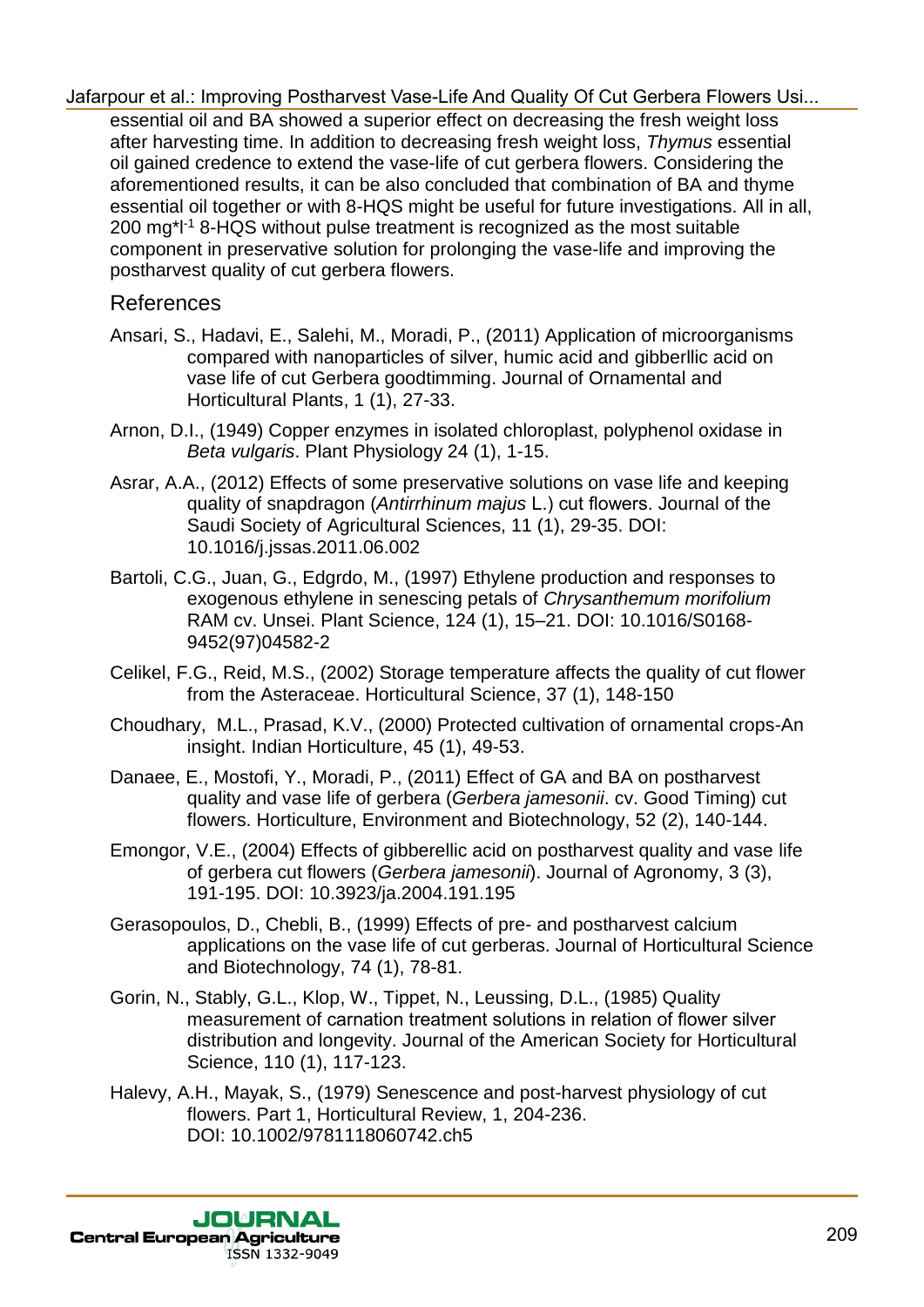essential oil and BA showed a superior effect on decreasing the fresh weight loss after harvesting time. In addition to decreasing fresh weight loss, *Thymus* essential oil gained credence to extend the vase-life of cut gerbera flowers. Considering the aforementioned results, it can be also concluded that combination of BA and thyme essential oil together or with 8-HQS might be useful for future investigations. All in all, 200 mg*l$^{-1}$ 8-HQS without pulse treatment is recognized as the most suitable component in preservative solution for prolonging the vase-life and improving the postharvest quality of cut gerbera flowers.

## References

Ansari, S., Hadavi, E., Salehi, M., Moradi, P., (2011) Application of microorganisms compared with nanoparticles of silver, humic acid and gibberllic acid on vase life of cut Gerbera goodtimming. Journal of Ornamental and Horticultural Plants, 1 (1), 27-33.

Arnon, D.I., (1949) Copper enzymes in isolated chloroplast, polyphenol oxidase in *Beta vulgaris*. Plant Physiology 24 (1), 1-15.

Asrar, A.A., (2012) Effects of some preservative solutions on vase life and keeping quality of snapdragon (*Antirrhinum majus* L.) cut flowers. Journal of the Saudi Society of Agricultural Sciences, 11 (1), 29-35. DOI: 10.1016/j.jssas.2011.06.002

Bartoli, C.G., Juan, G., Edgrdo, M., (1997) Ethylene production and responses to exogenous ethylene in senescing petals of *Chrysanthemum morifolium* RAM cv. Unsei. Plant Science, 124 (1), 15–21. DOI: 10.1016/S0168-9452(97)04582-2

Celikel, F.G., Reid, M.S., (2002) Storage temperature affects the quality of cut flower from the Asteraceae. Horticultural Science, 37 (1), 148-150

Choudhary, M.L., Prasad, K.V., (2000) Protected cultivation of ornamental crops-An insight. Indian Horticulture, 45 (1), 49-53.

Danaee, E., Mostofi, Y., Moradi, P., (2011) Effect of GA and BA on postharvest quality and vase life of gerbera (*Gerbera jamesonii*. cv. Good Timing) cut flowers. Horticulture, Environment and Biotechnology, 52 (2), 140-144.

Emongor, V.E., (2004) Effects of gibberellic acid on postharvest quality and vase life of gerbera cut flowers (*Gerbera jamesonii*). Journal of Agronomy, 3 (3), 191-195. DOI: 10.3923/ja.2004.191.195

Gerasopoulos, D., Chebli, B., (1999) Effects of pre- and postharvest calcium applications on the vase life of cut gerberas. Journal of Horticultural Science and Biotechnology, 74 (1), 78-81.

Gorin, N., Stably, G.L., Klop, W., Tippet, N., Leussing, D.L., (1985) Quality measurement of carnation treatment solutions in relation of flower silver distribution and longevity. Journal of the American Society for Horticultural Science, 110 (1), 117-123.

Halevy, A.H., Mayak, S., (1979) Senescence and post-harvest physiology of cut flowers. Part 1, Horticultural Review, 1, 204-236. DOI: 10.1002/9781118060742.ch5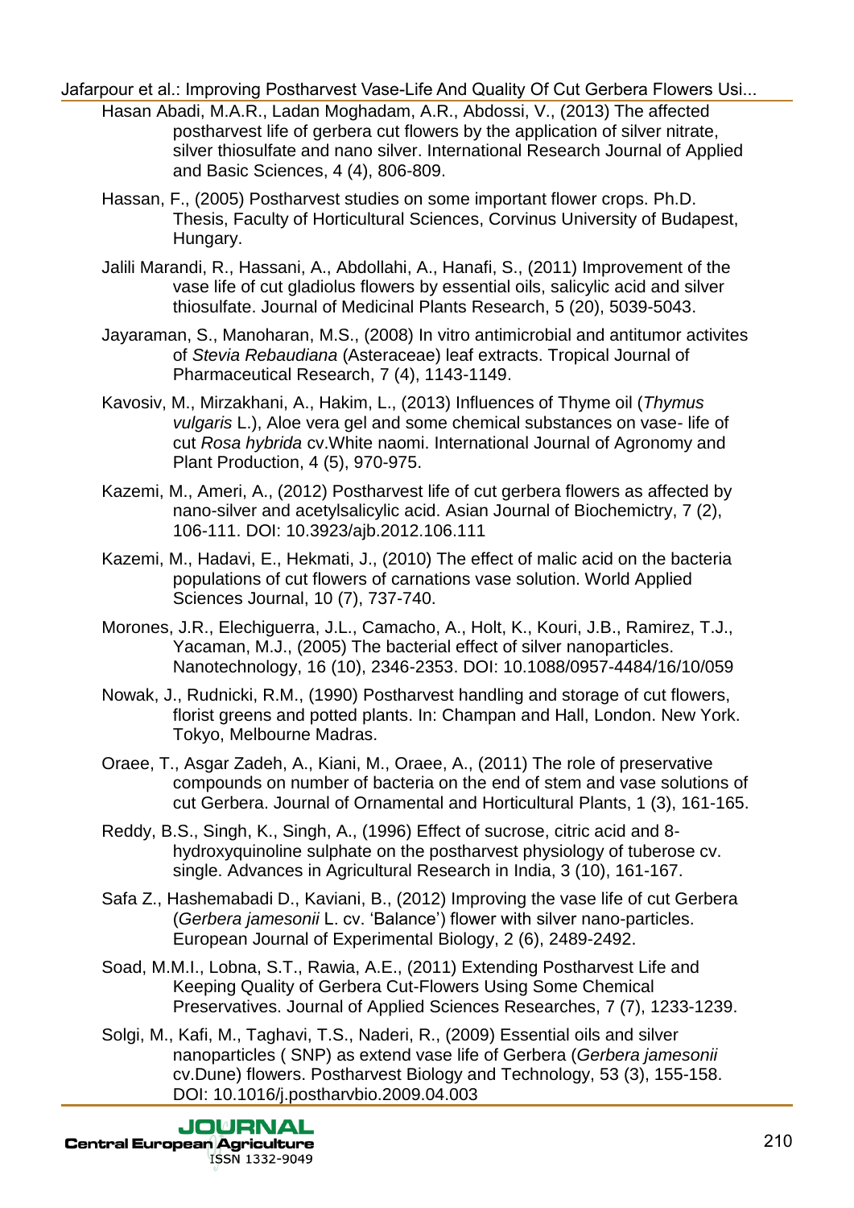Hasan Abadi, M.A.R., Ladan Moghadam, A.R., Abdossi, V., (2013) The affected postharvest life of gerbera cut flowers by the application of silver nitrate, silver thiosulfate and nano silver. International Research Journal of Applied and Basic Sciences, 4 (4), 806-809.

Hassan, F., (2005) Postharvest studies on some important flower crops. Ph.D. Thesis, Faculty of Horticultural Sciences, Corvinus University of Budapest, Hungary.

Jalili Marandi, R., Hassani, A., Abdollahi, A., Hanafi, S., (2011) Improvement of the vase life of cut gladiolus flowers by essential oils, salicylic acid and silver thiosulfate. Journal of Medicinal Plants Research, 5 (20), 5039-5043.

Jayaraman, S., Manoharan, M.S., (2008) In vitro antimicrobial and antitumor activites of *Stevia Rebaudiana* (Asteraceae) leaf extracts. Tropical Journal of Pharmaceutical Research, 7 (4), 1143-1149.

Kavosiv, M., Mirzakhani, A., Hakim, L., (2013) Influences of Thyme oil (*Thymus vulgaris* L.), Aloe vera gel and some chemical substances on vase- life of cut *Rosa hybrida* cv.White naomi. International Journal of Agronomy and Plant Production, 4 (5), 970-975.

Kazemi, M., Ameri, A., (2012) Postharvest life of cut gerbera flowers as affected by nano-silver and acetylsalicylic acid. Asian Journal of Biochemictry, 7 (2), 106-111. DOI: 10.3923/ajb.2012.106.111

Kazemi, M., Hadavi, E., Hekmati, J., (2010) The effect of malic acid on the bacteria populations of cut flowers of carnations vase solution. World Applied Sciences Journal, 10 (7), 737-740.

Morones, J.R., Elechiguerra, J.L., Camacho, A., Holt, K., Kouri, J.B., Ramirez, T.J., Yacaman, M.J., (2005) The bacterial effect of silver nanoparticles. Nanotechnology, 16 (10), 2346-2353. DOI: 10.1088/0957-4484/16/10/059

Nowak, J., Rudnicki, R.M., (1990) Postharvest handling and storage of cut flowers, florist greens and potted plants. In: Champan and Hall, London. New York. Tokyo, Melbourne Madras.

Oraee, T., Asgar Zadeh, A., Kiani, M., Oraee, A., (2011) The role of preservative compounds on number of bacteria on the end of stem and vase solutions of cut Gerbera. Journal of Ornamental and Horticultural Plants, 1 (3), 161-165.

Reddy, B.S., Singh, K., Singh, A., (1996) Effect of sucrose, citric acid and 8-hydroxyquinoline sulphate on the postharvest physiology of tuberose cv. single. Advances in Agricultural Research in India, 3 (10), 161-167.

Safa Z., Hashemabadi D., Kaviani, B., (2012) Improving the vase life of cut Gerbera (*Gerbera jamesonii* L. cv. 'Balance') flower with silver nano-particles. European Journal of Experimental Biology, 2 (6), 2489-2492.

Soad, M.M.I., Lobna, S.T., Rawia, A.E., (2011) Extending Postharvest Life and Keeping Quality of Gerbera Cut-Flowers Using Some Chemical Preservatives. Journal of Applied Sciences Researches, 7 (7), 1233-1239.

Solgi, M., Kafi, M., Taghavi, T.S., Naderi, R., (2009) Essential oils and silver nanoparticles ( SNP) as extend vase life of Gerbera (*Gerbera jamesonii* cv.Dune) flowers. Postharvest Biology and Technology, 53 (3), 155-158. DOI: 10.1016/j.postharvbio.2009.04.003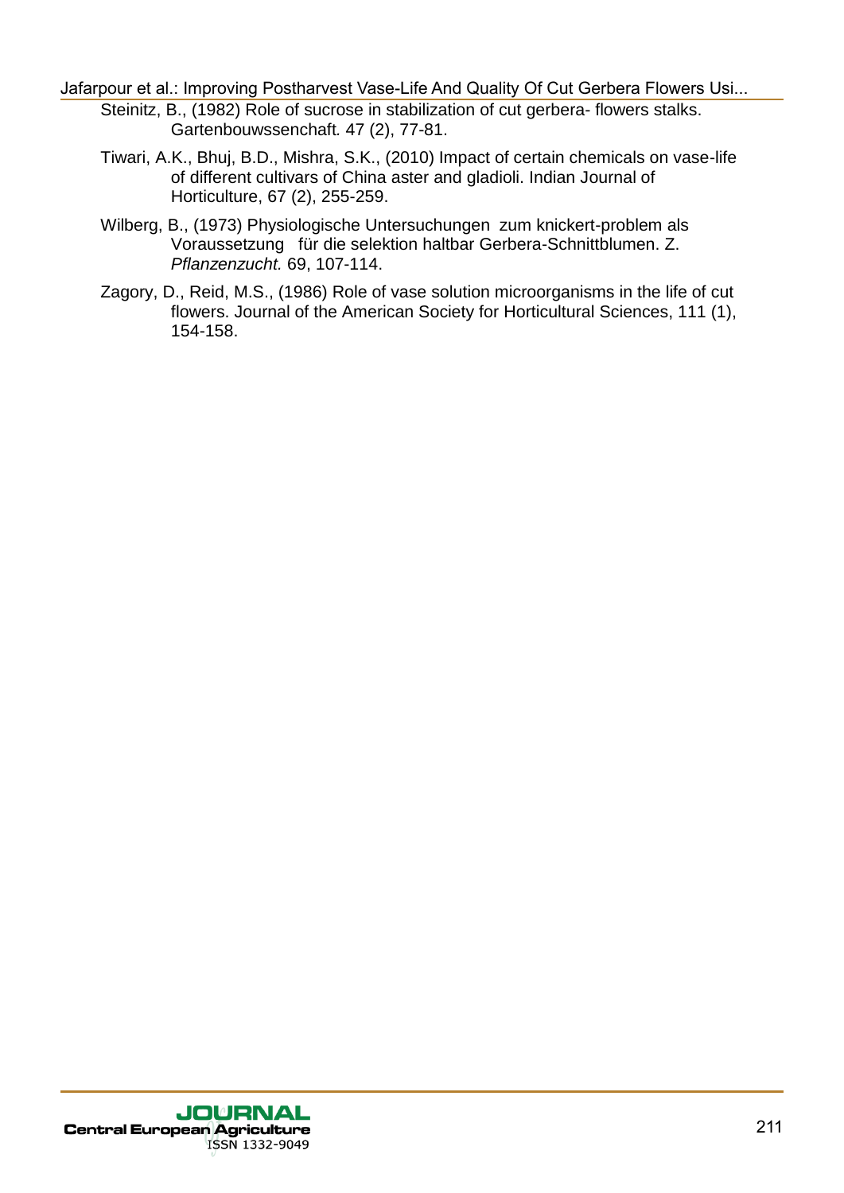Steinitz, B., (1982) Role of sucrose in stabilization of cut gerbera- flowers stalks. Gartenbouwssenchaft. 47 (2), 77-81.

Tiwari, A.K., Bhuj, B.D., Mishra, S.K., (2010) Impact of certain chemicals on vase-life of different cultivars of China aster and gladioli. Indian Journal of Horticulture, 67 (2), 255-259.

Wilberg, B., (1973) Physiologische Untersuchungen zum knickert-problem als Voraussetzung für die selektion haltbar Gerbera-Schnittblumen. Z. *Pflanzenzucht.* 69, 107-114.

Zagory, D., Reid, M.S., (1986) Role of vase solution microorganisms in the life of cut flowers. Journal of the American Society for Horticultural Sciences, 111 (1), 154-158.